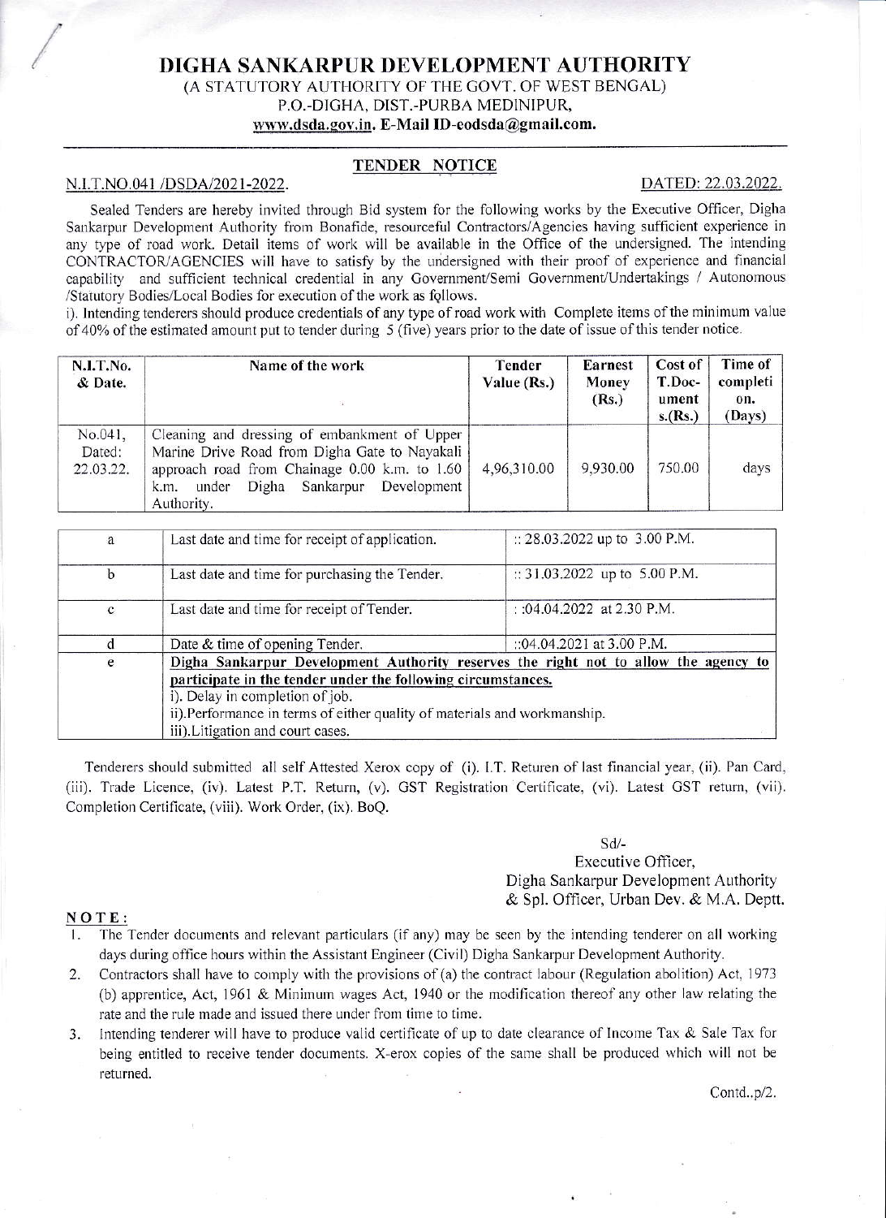# DIGHA SANKARPUR DEVELOPMENT AUTHORITY

(A STATUTORY AUTHORITY OF THE GOVT. OF WEST BENGAL)
P.O.-DIGHA, DIST.-PURBA MEDINIPUR,
www.dsda.gov.in. E-Mail ID-eodsda@gmail.com.

## TENDER NOTICE

N.I.T.NO.041 /DSDA/2021-2022. DATED: 22.03.2022.

Sealed Tenders are hereby invited through Bid system for the following works by the Executive Officer, Digha Sankarpur Development Authority from Bonafide, resourceful Contractors/Agencies having sufficient experience in any type of road work. Detail items of work will be available in the Office of the undersigned. The intending CONTRACTOR/AGENCIES will have to satisfy by the undersigned with their proof of experience and financial capability and sufficient technical credential in any Government/Semi Government/Undertakings / Autonomous /Statutory Bodies/Local Bodies for execution of the work as follows.

i). Intending tenderers should produce credentials of any type of road work with Complete items of the minimum value of 40% of the estimated amount put to tender during 5 (five) years prior to the date of issue of this tender notice.

| N.I.T.No. & Date. | Name of the work | Tender Value (Rs.) | Earnest Money (Rs.) | Cost of T.Doc-uments.(Rs.) | Time of completion. (Days) |
|---|---|---|---|---|---|
| No.041, Dated: 22.03.22. | Cleaning and dressing of embankment of Upper Marine Drive Road from Digha Gate to Nayakali approach road from Chainage 0.00 k.m. to 1.60 k.m. under Digha Sankarpur Development Authority. | 4,96,310.00 | 9,930.00 | 750.00 | days |

| | | |
|---|---|---|
| a | Last date and time for receipt of application. | :: 28.03.2022 up to 3.00 P.M. |
| b | Last date and time for purchasing the Tender. | :: 31.03.2022 up to 5.00 P.M. |
| c | Last date and time for receipt of Tender. | : :04.04.2022 at 2.30 P.M. |
| d | Date & time of opening Tender. | ::04.04.2021 at 3.00 P.M. |
| e | **Digha Sankarpur Development Authority reserves the right not to allow the agency to participate in the tender under the following circumstances.** i). Delay in completion of job. ii).Performance in terms of either quality of materials and workmanship. iii).Litigation and court cases. | |

Tenderers should submitted all self Attested Xerox copy of (i). I.T. Returen of last financial year, (ii). Pan Card, (iii). Trade Licence, (iv). Latest P.T. Return, (v). GST Registration Certificate, (vi). Latest GST return, (vii). Completion Certificate, (viii). Work Order, (ix). BoQ.

Sd/-
Executive Officer,
Digha Sankarpur Development Authority
& Spl. Officer, Urban Dev. & M.A. Deptt.

**NOTE:**

1. The Tender documents and relevant particulars (if any) may be seen by the intending tenderer on all working days during office hours within the Assistant Engineer (Civil) Digha Sankarpur Development Authority.
2. Contractors shall have to comply with the provisions of (a) the contract labour (Regulation abolition) Act, 1973 (b) apprentice, Act, 1961 & Minimum wages Act, 1940 or the modification thereof any other law relating the rate and the rule made and issued there under from time to time.
3. Intending tenderer will have to produce valid certificate of up to date clearance of Income Tax & Sale Tax for being entitled to receive tender documents. X-erox copies of the same shall be produced which will not be returned.

Contd..p/2.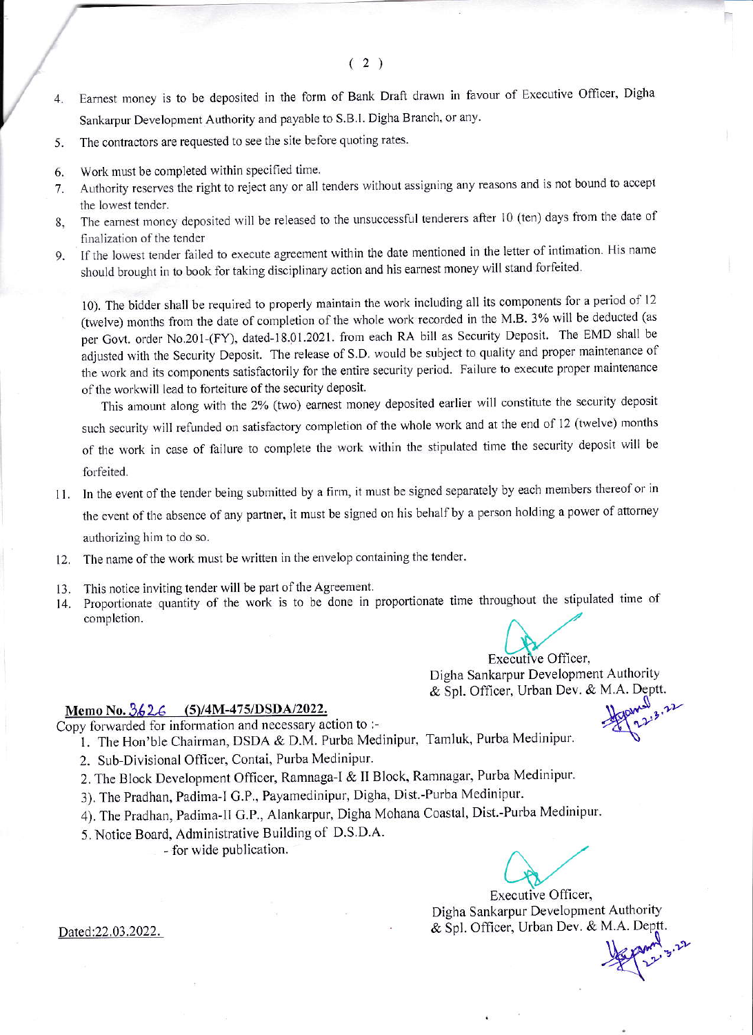4. Earnest money is to be deposited in the form of Bank Draft drawn in favour of Executive Officer, Digha Sankarpur Development Authority and payable to S.B.I. Digha Branch, or any.
5. The contractors are requested to see the site before quoting rates.
6. Work must be completed within specified time.
7. Authority reserves the right to reject any or all tenders without assigning any reasons and is not bound to accept the lowest tender.
8. The earnest money deposited will be released to the unsuccessful tenderers after 10 (ten) days from the date of finalization of the tender
9. If the lowest tender failed to execute agreement within the date mentioned in the letter of intimation. His name should brought in to book for taking disciplinary action and his earnest money will stand forfeited.

10). The bidder shall be required to properly maintain the work including all its components for a period of 12 (twelve) months from the date of completion of the whole work recorded in the M.B. 3% will be deducted (as per Govt. order No.201-(FY), dated-18.01.2021. from each RA bill as Security Deposit. The EMD shall be adjusted with the Security Deposit. The release of S.D. would be subject to quality and proper maintenance of the work and its components satisfactorily for the entire security period. Failure to execute proper maintenance of the workwill lead to forfeiture of the security deposit.

This amount along with the 2% (two) earnest money deposited earlier will constitute the security deposit such security will refunded on satisfactory completion of the whole work and at the end of 12 (twelve) months of the work in case of failure to complete the work within the stipulated time the security deposit will be forfeited.

11. In the event of the tender being submitted by a firm, it must be signed separately by each members thereof or in the event of the absence of any partner, it must be signed on his behalf by a person holding a power of attorney authorizing him to do so.
12. The name of the work must be written in the envelop containing the tender.
13. This notice inviting tender will be part of the Agreement.
14. Proportionate quantity of the work is to be done in proportionate time throughout the stipulated time of completion.

Executive Officer,
Digha Sankarpur Development Authority
& Spl. Officer, Urban Dev. & M.A. Deptt.
22.3.22

**Memo No. 3626 (5)/4M-475/DSDA/2022.**

Copy forwarded for information and necessary action to :-

1. The Hon'ble Chairman, DSDA & D.M. Purba Medinipur, Tamluk, Purba Medinipur.
2. Sub-Divisional Officer, Contai, Purba Medinipur.
2. The Block Development Officer, Ramnaga-I & II Block, Ramnagar, Purba Medinipur.
3). The Pradhan, Padima-I G.P., Payamedinipur, Digha, Dist.-Purba Medinipur.
4). The Pradhan, Padima-II G.P., Alankarpur, Digha Mohana Coastal, Dist.-Purba Medinipur.
5. Notice Board, Administrative Building of D.S.D.A.
   - for wide publication.

Dated:22.03.2022.

Executive Officer,
Digha Sankarpur Development Authority
& Spl. Officer, Urban Dev. & M.A. Deptt.
22.3.22